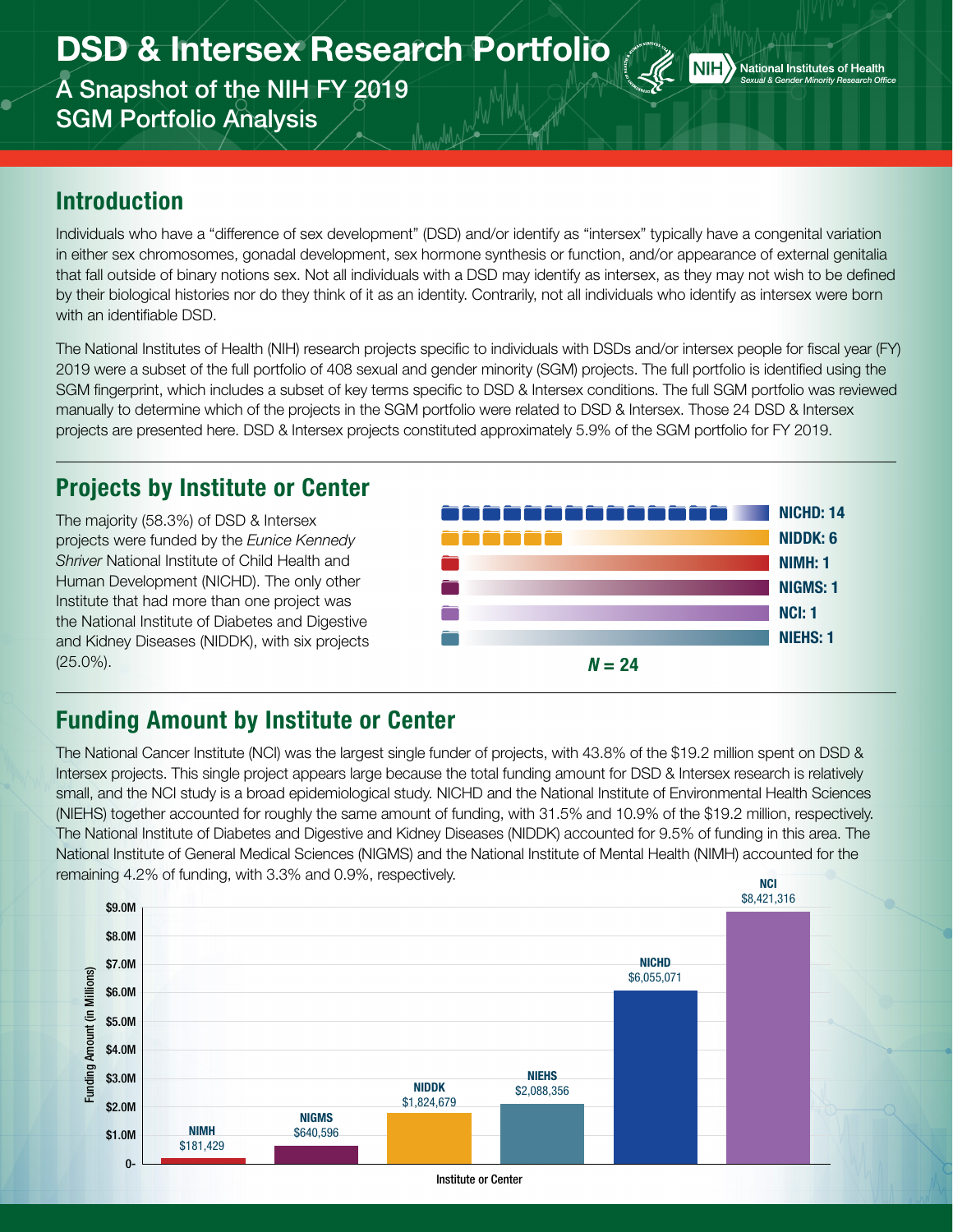# DSD & Intersex Research Portfolio

A Snapshot of the NIH FY 2019 SGM Portfolio Analysis

National Institutes of Health
*Sexual & Gender Minority Research Office*

## Introduction

Individuals who have a "difference of sex development" (DSD) and/or identify as "intersex" typically have a congenital variation in either sex chromosomes, gonadal development, sex hormone synthesis or function, and/or appearance of external genitalia that fall outside of binary notions sex. Not all individuals with a DSD may identify as intersex, as they may not wish to be defined by their biological histories nor do they think of it as an identity. Contrarily, not all individuals who identify as intersex were born with an identifiable DSD.

The National Institutes of Health (NIH) research projects specific to individuals with DSDs and/or intersex people for fiscal year (FY) 2019 were a subset of the full portfolio of 408 sexual and gender minority (SGM) projects. The full portfolio is identified using the SGM fingerprint, which includes a subset of key terms specific to DSD & Intersex conditions. The full SGM portfolio was reviewed manually to determine which of the projects in the SGM portfolio were related to DSD & Intersex. Those 24 DSD & Intersex projects are presented here. DSD & Intersex projects constituted approximately 5.9% of the SGM portfolio for FY 2019.

## Projects by Institute or Center

The majority (58.3%) of DSD & Intersex projects were funded by the *Eunice Kennedy Shriver* National Institute of Child Health and Human Development (NICHD). The only other Institute that had more than one project was the National Institute of Diabetes and Digestive and Kidney Diseases (NIDDK), with six projects (25.0%).

| Institute or Center | Projects |
| --- | --- |
| NICHD | 14 |
| NIDDK | 6 |
| NIMH | 1 |
| NIGMS | 1 |
| NCI | 1 |
| NIEHS | 1 |

*N* = 24

## Funding Amount by Institute or Center

The National Cancer Institute (NCI) was the largest single funder of projects, with 43.8% of the $19.2 million spent on DSD & Intersex projects. This single project appears large because the total funding amount for DSD & Intersex research is relatively small, and the NCI study is a broad epidemiological study. NICHD and the National Institute of Environmental Health Sciences (NIEHS) together accounted for roughly the same amount of funding, with 31.5% and 10.9% of the $19.2 million, respectively. The National Institute of Diabetes and Digestive and Kidney Diseases (NIDDK) accounted for 9.5% of funding in this area. The National Institute of General Medical Sciences (NIGMS) and the National Institute of Mental Health (NIMH) accounted for the remaining 4.2% of funding, with 3.3% and 0.9%, respectively.

| Institute or Center | Funding Amount |
| --- | --- |
| NIMH | $181,429 |
| NIGMS | $640,596 |
| NIDDK | $1,824,679 |
| NIEHS | $2,088,356 |
| NICHD | $6,055,071 |
| NCI | $8,421,316 |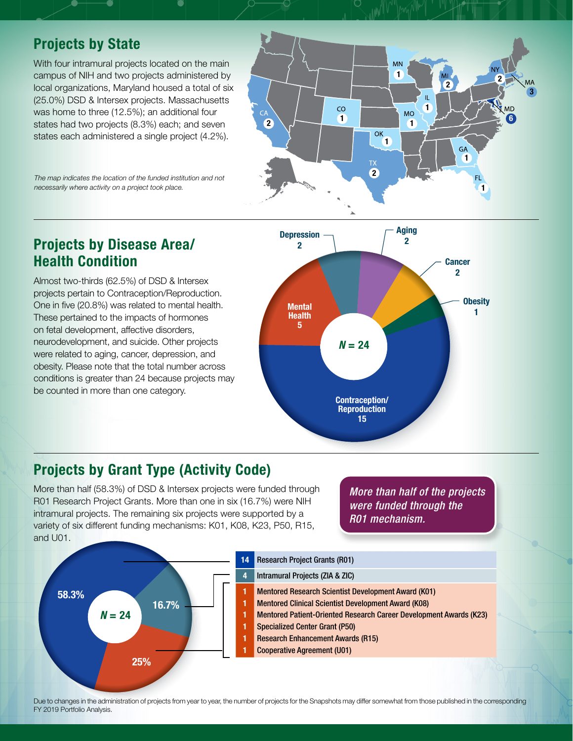## Projects by State

With four intramural projects located on the main campus of NIH and two projects administered by local organizations, Maryland housed a total of six (25.0%) DSD & Intersex projects. Massachusetts was home to three (12.5%); an additional four states had two projects (8.3%) each; and seven states each administered a single project (4.2%).

*The map indicates the location of the funded institution and not necessarily where activity on a project took place.*

MN 1
MI 2
NY 2
MA 3
IL 1
CA 2
CO 1
MO 1
MD 6
OK 1
GA 1
TX 2
FL 1

## Projects by Disease Area/ Health Condition

Almost two-thirds (62.5%) of DSD & Intersex projects pertain to Contraception/Reproduction. One in five (20.8%) was related to mental health. These pertained to the impacts of hormones on fetal development, affective disorders, neurodevelopment, and suicide. Other projects were related to aging, cancer, depression, and obesity. Please note that the total number across conditions is greater than 24 because projects may be counted in more than one category.

Depression 2
Aging 2
Cancer 2
Obesity 1
Mental Health 5
*N* = 24
Contraception/ Reproduction 15

## Projects by Grant Type (Activity Code)

More than half (58.3%) of DSD & Intersex projects were funded through R01 Research Project Grants. More than one in six (16.7%) were NIH intramural projects. The remaining six projects were supported by a variety of six different funding mechanisms: K01, K08, K23, P50, R15, and U01.

***More than half of the projects were funded through the R01 mechanism.***

58.3%
16.7%
25%
*N* = 24

14 Research Project Grants (R01)
4 Intramural Projects (ZIA & ZIC)
1 Mentored Research Scientist Development Award (K01)
1 Mentored Clinical Scientist Development Award (K08)
1 Mentored Patient-Oriented Research Career Development Awards (K23)
1 Specialized Center Grant (P50)
1 Research Enhancement Awards (R15)
1 Cooperative Agreement (U01)

Due to changes in the administration of projects from year to year, the number of projects for the Snapshots may differ somewhat from those published in the corresponding FY 2019 Portfolio Analysis.